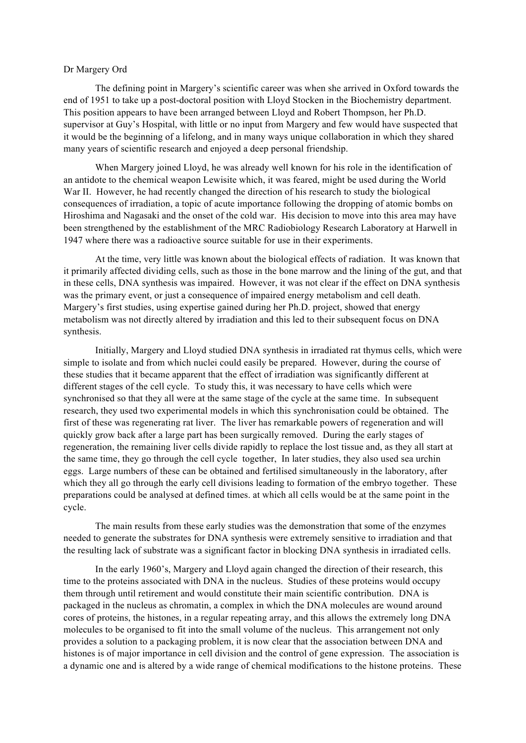Dr Margery Ord

The defining point in Margery's scientific career was when she arrived in Oxford towards the end of 1951 to take up a post-doctoral position with Lloyd Stocken in the Biochemistry department. This position appears to have been arranged between Lloyd and Robert Thompson, her Ph.D. supervisor at Guy's Hospital, with little or no input from Margery and few would have suspected that it would be the beginning of a lifelong, and in many ways unique collaboration in which they shared many years of scientific research and enjoyed a deep personal friendship.

When Margery joined Lloyd, he was already well known for his role in the identification of an antidote to the chemical weapon Lewisite which, it was feared, might be used during the World War II. However, he had recently changed the direction of his research to study the biological consequences of irradiation, a topic of acute importance following the dropping of atomic bombs on Hiroshima and Nagasaki and the onset of the cold war. His decision to move into this area may have been strengthened by the establishment of the MRC Radiobiology Research Laboratory at Harwell in 1947 where there was a radioactive source suitable for use in their experiments.

At the time, very little was known about the biological effects of radiation. It was known that it primarily affected dividing cells, such as those in the bone marrow and the lining of the gut, and that in these cells, DNA synthesis was impaired. However, it was not clear if the effect on DNA synthesis was the primary event, or just a consequence of impaired energy metabolism and cell death. Margery's first studies, using expertise gained during her Ph.D. project, showed that energy metabolism was not directly altered by irradiation and this led to their subsequent focus on DNA synthesis.

Initially, Margery and Lloyd studied DNA synthesis in irradiated rat thymus cells, which were simple to isolate and from which nuclei could easily be prepared. However, during the course of these studies that it became apparent that the effect of irradiation was significantly different at different stages of the cell cycle. To study this, it was necessary to have cells which were synchronised so that they all were at the same stage of the cycle at the same time. In subsequent research, they used two experimental models in which this synchronisation could be obtained. The first of these was regenerating rat liver. The liver has remarkable powers of regeneration and will quickly grow back after a large part has been surgically removed. During the early stages of regeneration, the remaining liver cells divide rapidly to replace the lost tissue and, as they all start at the same time, they go through the cell cycle together, In later studies, they also used sea urchin eggs. Large numbers of these can be obtained and fertilised simultaneously in the laboratory, after which they all go through the early cell divisions leading to formation of the embryo together. These preparations could be analysed at defined times. at which all cells would be at the same point in the cycle.

The main results from these early studies was the demonstration that some of the enzymes needed to generate the substrates for DNA synthesis were extremely sensitive to irradiation and that the resulting lack of substrate was a significant factor in blocking DNA synthesis in irradiated cells.

In the early 1960's, Margery and Lloyd again changed the direction of their research, this time to the proteins associated with DNA in the nucleus. Studies of these proteins would occupy them through until retirement and would constitute their main scientific contribution. DNA is packaged in the nucleus as chromatin, a complex in which the DNA molecules are wound around cores of proteins, the histones, in a regular repeating array, and this allows the extremely long DNA molecules to be organised to fit into the small volume of the nucleus. This arrangement not only provides a solution to a packaging problem, it is now clear that the association between DNA and histones is of major importance in cell division and the control of gene expression. The association is a dynamic one and is altered by a wide range of chemical modifications to the histone proteins. These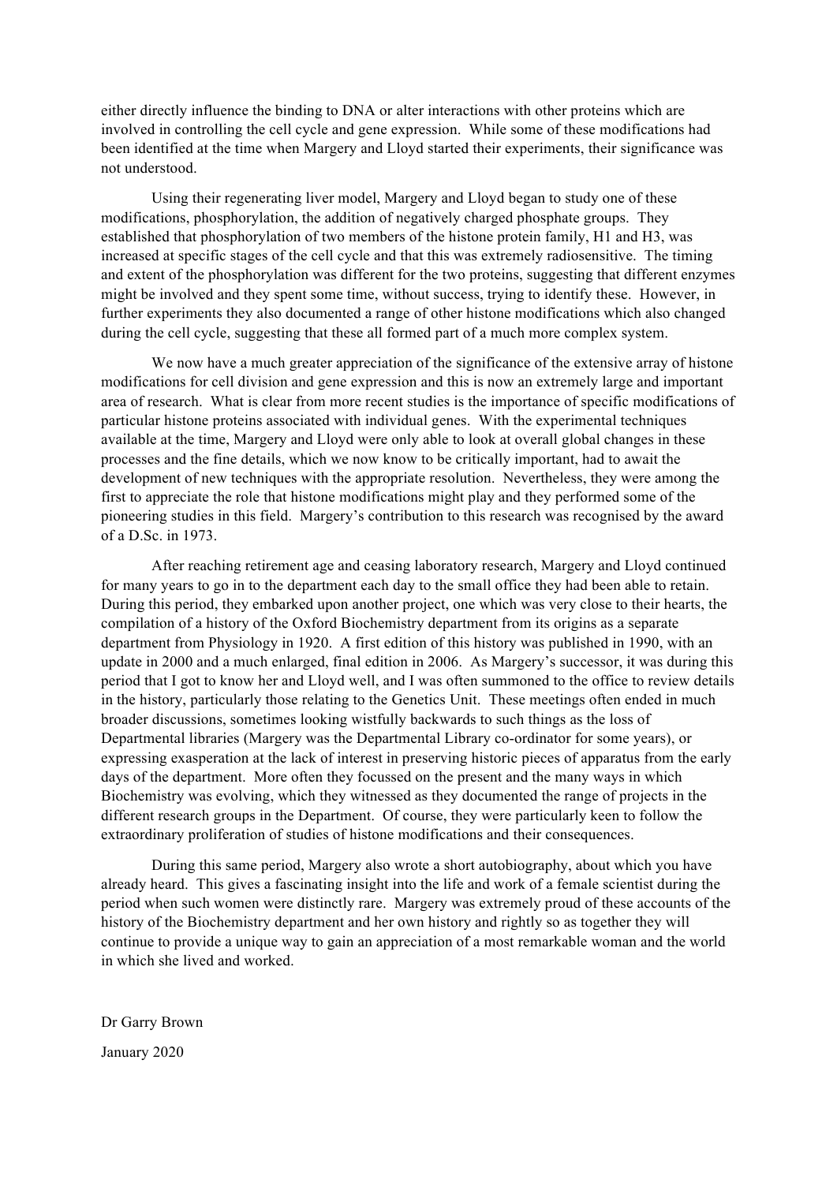either directly influence the binding to DNA or alter interactions with other proteins which are involved in controlling the cell cycle and gene expression. While some of these modifications had been identified at the time when Margery and Lloyd started their experiments, their significance was not understood.

Using their regenerating liver model, Margery and Lloyd began to study one of these modifications, phosphorylation, the addition of negatively charged phosphate groups. They established that phosphorylation of two members of the histone protein family, H1 and H3, was increased at specific stages of the cell cycle and that this was extremely radiosensitive. The timing and extent of the phosphorylation was different for the two proteins, suggesting that different enzymes might be involved and they spent some time, without success, trying to identify these. However, in further experiments they also documented a range of other histone modifications which also changed during the cell cycle, suggesting that these all formed part of a much more complex system.

We now have a much greater appreciation of the significance of the extensive array of histone modifications for cell division and gene expression and this is now an extremely large and important area of research. What is clear from more recent studies is the importance of specific modifications of particular histone proteins associated with individual genes. With the experimental techniques available at the time, Margery and Lloyd were only able to look at overall global changes in these processes and the fine details, which we now know to be critically important, had to await the development of new techniques with the appropriate resolution. Nevertheless, they were among the first to appreciate the role that histone modifications might play and they performed some of the pioneering studies in this field. Margery's contribution to this research was recognised by the award of a D.Sc. in 1973.

After reaching retirement age and ceasing laboratory research, Margery and Lloyd continued for many years to go in to the department each day to the small office they had been able to retain. During this period, they embarked upon another project, one which was very close to their hearts, the compilation of a history of the Oxford Biochemistry department from its origins as a separate department from Physiology in 1920. A first edition of this history was published in 1990, with an update in 2000 and a much enlarged, final edition in 2006. As Margery's successor, it was during this period that I got to know her and Lloyd well, and I was often summoned to the office to review details in the history, particularly those relating to the Genetics Unit. These meetings often ended in much broader discussions, sometimes looking wistfully backwards to such things as the loss of Departmental libraries (Margery was the Departmental Library co-ordinator for some years), or expressing exasperation at the lack of interest in preserving historic pieces of apparatus from the early days of the department. More often they focussed on the present and the many ways in which Biochemistry was evolving, which they witnessed as they documented the range of projects in the different research groups in the Department. Of course, they were particularly keen to follow the extraordinary proliferation of studies of histone modifications and their consequences.

During this same period, Margery also wrote a short autobiography, about which you have already heard. This gives a fascinating insight into the life and work of a female scientist during the period when such women were distinctly rare. Margery was extremely proud of these accounts of the history of the Biochemistry department and her own history and rightly so as together they will continue to provide a unique way to gain an appreciation of a most remarkable woman and the world in which she lived and worked.

Dr Garry Brown

January 2020